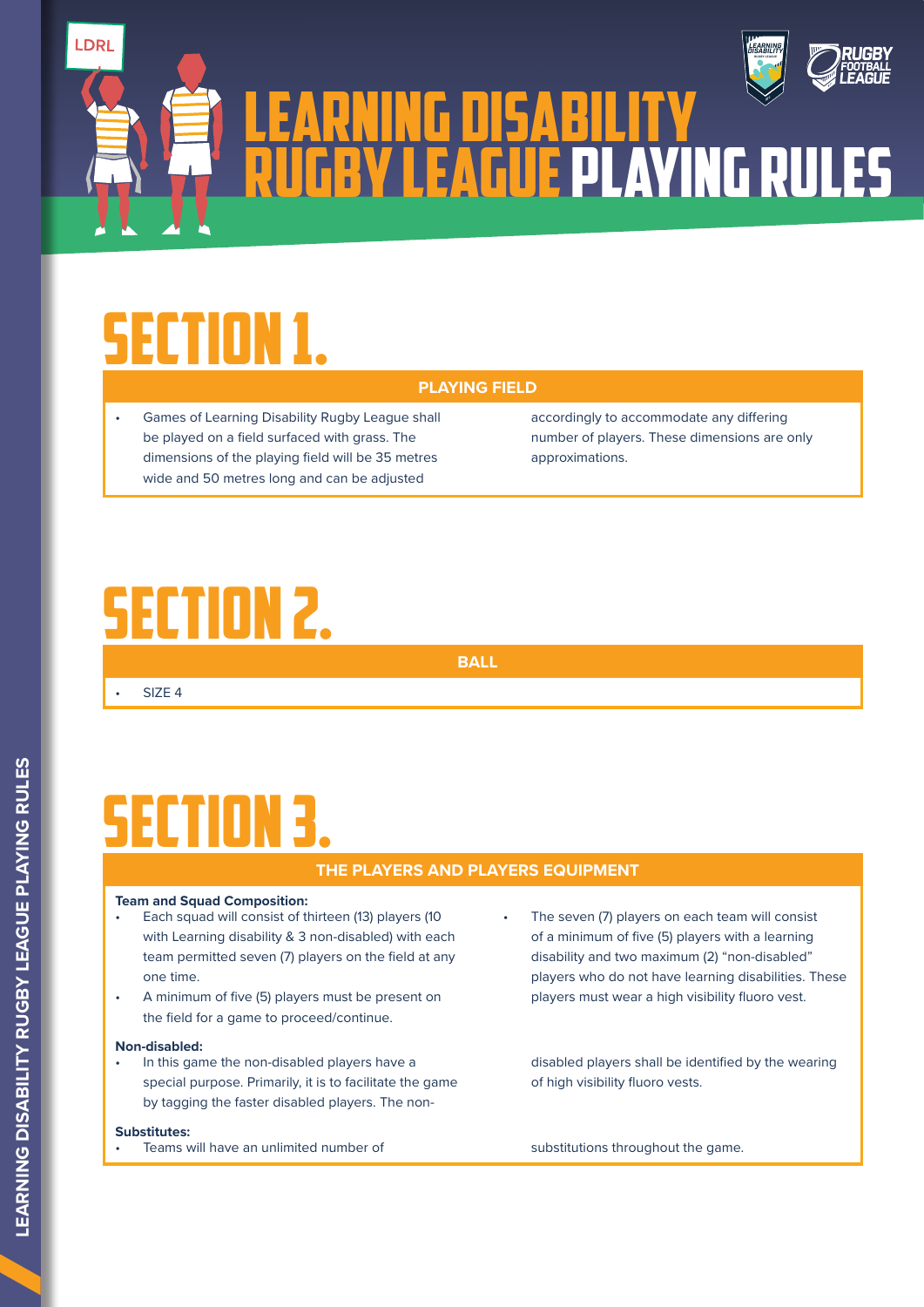# LEARNING DISABILITY RUGBY LEAGUE PLAYING RULES

# SECTION 1.

## PLAYING FIELD

- Games of Learning Disability Rugby League shall be played on a field surfaced with grass. The dimensions of the playing field will be 35 metres wide and 50 metres long and can be adjusted accordingly to accommodate any differing number of players. These dimensions are only approximations.

# SECTION 2.

## BALL

- SIZE 4

# SECTION 3.

## THE PLAYERS AND PLAYERS EQUIPMENT

**Team and Squad Composition:**

- Each squad will consist of thirteen (13) players (10 with Learning disability & 3 non-disabled) with each team permitted seven (7) players on the field at any one time.
- A minimum of five (5) players must be present on the field for a game to proceed/continue.
- The seven (7) players on each team will consist of a minimum of five (5) players with a learning disability and two maximum (2) "non-disabled" players who do not have learning disabilities. These players must wear a high visibility fluoro vest.

**Non-disabled:**

- In this game the non-disabled players have a special purpose. Primarily, it is to facilitate the game by tagging the faster disabled players. The non-disabled players shall be identified by the wearing of high visibility fluoro vests.

**Substitutes:**

- Teams will have an unlimited number of substitutions throughout the game.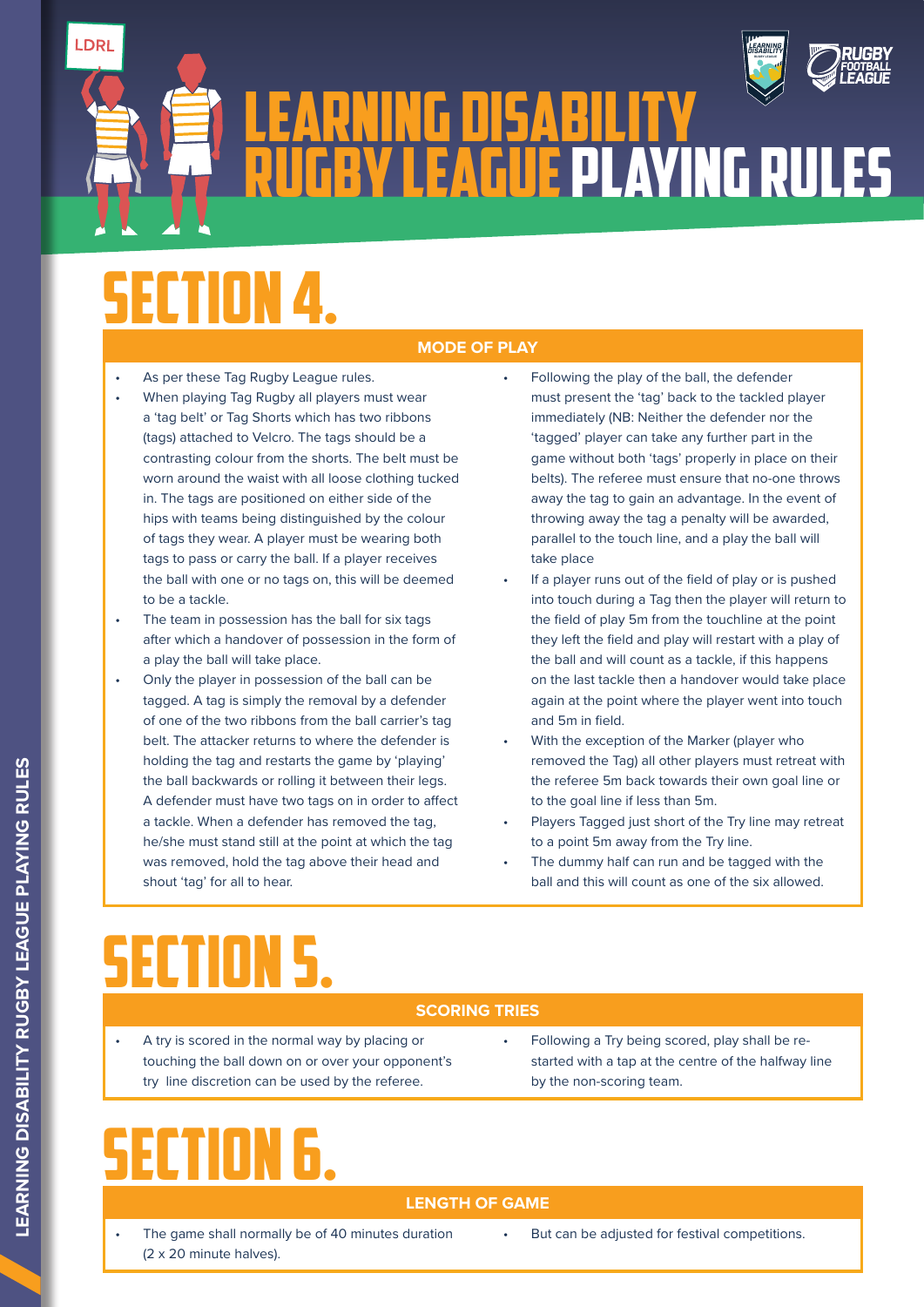# LEARNING DISABILITY RUGBY LEAGUE PLAYING RULES

# SECTION 4.

## MODE OF PLAY

- As per these Tag Rugby League rules.
- When playing Tag Rugby all players must wear a 'tag belt' or Tag Shorts which has two ribbons (tags) attached to Velcro. The tags should be a contrasting colour from the shorts. The belt must be worn around the waist with all loose clothing tucked in. The tags are positioned on either side of the hips with teams being distinguished by the colour of tags they wear. A player must be wearing both tags to pass or carry the ball. If a player receives the ball with one or no tags on, this will be deemed to be a tackle.
- The team in possession has the ball for six tags after which a handover of possession in the form of a play the ball will take place.
- Only the player in possession of the ball can be tagged. A tag is simply the removal by a defender of one of the two ribbons from the ball carrier's tag belt. The attacker returns to where the defender is holding the tag and restarts the game by 'playing' the ball backwards or rolling it between their legs. A defender must have two tags on in order to affect a tackle. When a defender has removed the tag, he/she must stand still at the point at which the tag was removed, hold the tag above their head and shout 'tag' for all to hear.
- Following the play of the ball, the defender must present the 'tag' back to the tackled player immediately (NB: Neither the defender nor the 'tagged' player can take any further part in the game without both 'tags' properly in place on their belts). The referee must ensure that no-one throws away the tag to gain an advantage. In the event of throwing away the tag a penalty will be awarded, parallel to the touch line, and a play the ball will take place
- If a player runs out of the field of play or is pushed into touch during a Tag then the player will return to the field of play 5m from the touchline at the point they left the field and play will restart with a play of the ball and will count as a tackle, if this happens on the last tackle then a handover would take place again at the point where the player went into touch and 5m in field.
- With the exception of the Marker (player who removed the Tag) all other players must retreat with the referee 5m back towards their own goal line or to the goal line if less than 5m.
- Players Tagged just short of the Try line may retreat to a point 5m away from the Try line.
- The dummy half can run and be tagged with the ball and this will count as one of the six allowed.

# SECTION 5.

## SCORING TRIES

- A try is scored in the normal way by placing or touching the ball down on or over your opponent's try line discretion can be used by the referee.
- Following a Try being scored, play shall be re-started with a tap at the centre of the halfway line by the non-scoring team.

# SECTION 6.

## LENGTH OF GAME

- The game shall normally be of 40 minutes duration (2 x 20 minute halves).
- But can be adjusted for festival competitions.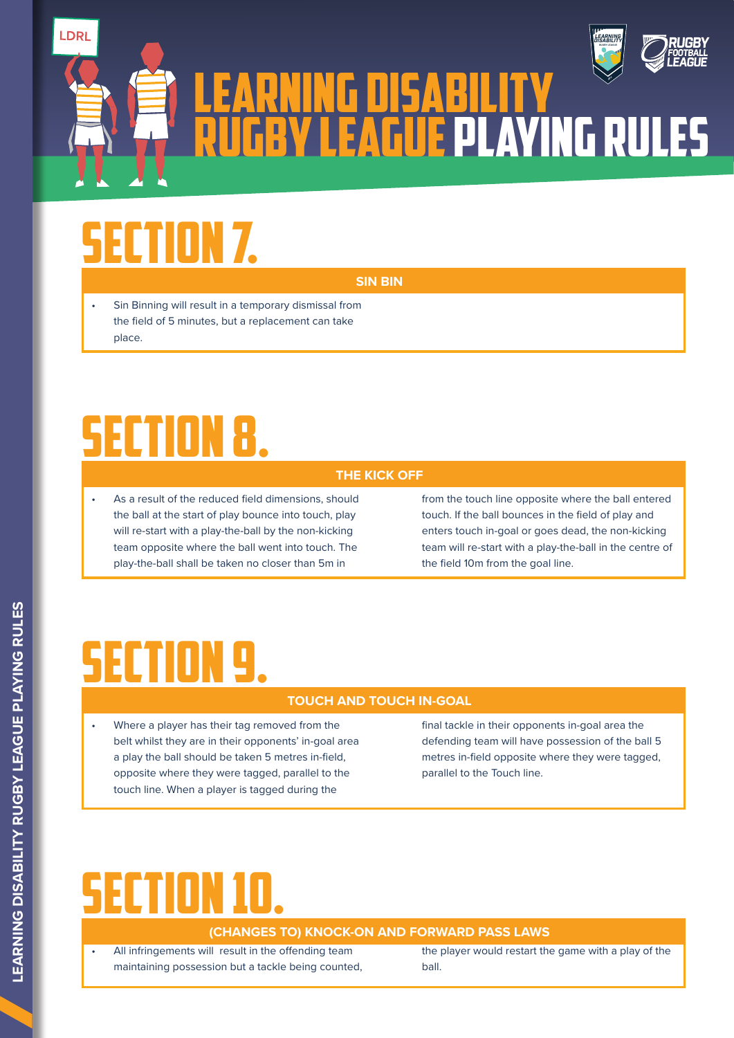# LEARNING DISABILITY RUGBY LEAGUE PLAYING RULES

# SECTION 7.

## SIN BIN

- Sin Binning will result in a temporary dismissal from the field of 5 minutes, but a replacement can take place.

# SECTION 8.

## THE KICK OFF

- As a result of the reduced field dimensions, should the ball at the start of play bounce into touch, play will re-start with a play-the-ball by the non-kicking team opposite where the ball went into touch. The play-the-ball shall be taken no closer than 5m in from the touch line opposite where the ball entered touch. If the ball bounces in the field of play and enters touch in-goal or goes dead, the non-kicking team will re-start with a play-the-ball in the centre of the field 10m from the goal line.

# SECTION 9.

## TOUCH AND TOUCH IN-GOAL

- Where a player has their tag removed from the belt whilst they are in their opponents' in-goal area a play the ball should be taken 5 metres in-field, opposite where they were tagged, parallel to the touch line. When a player is tagged during the final tackle in their opponents in-goal area the defending team will have possession of the ball 5 metres in-field opposite where they were tagged, parallel to the Touch line.

# SECTION 10.

## (CHANGES TO) KNOCK-ON AND FORWARD PASS LAWS

- All infringements will result in the offending team maintaining possession but a tackle being counted, the player would restart the game with a play of the ball.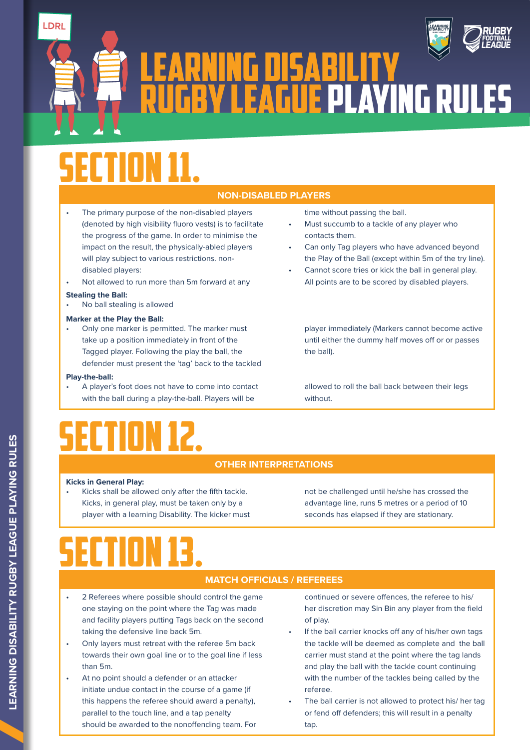# LEARNING DISABILITY RUGBY LEAGUE PLAYING RULES

# SECTION 11.

## NON-DISABLED PLAYERS

- The primary purpose of the non-disabled players (denoted by high visibility fluoro vests) is to facilitate the progress of the game. In order to minimise the impact on the result, the physically-abled players will play subject to various restrictions. non-disabled players:
- Not allowed to run more than 5m forward at any time without passing the ball.
- Must succumb to a tackle of any player who contacts them.
- Can only Tag players who have advanced beyond the Play of the Ball (except within 5m of the try line).
- Cannot score tries or kick the ball in general play. All points are to be scored by disabled players.

**Stealing the Ball:**

- No ball stealing is allowed

**Marker at the Play the Ball:**

- Only one marker is permitted. The marker must take up a position immediately in front of the Tagged player. Following the play the ball, the defender must present the 'tag' back to the tackled player immediately (Markers cannot become active until either the dummy half moves off or or passes the ball).

**Play-the-ball:**

- A player's foot does not have to come into contact with the ball during a play-the-ball. Players will be allowed to roll the ball back between their legs without.

# SECTION 12.

## OTHER INTERPRETATIONS

**Kicks in General Play:**

- Kicks shall be allowed only after the fifth tackle. Kicks, in general play, must be taken only by a player with a learning Disability. The kicker must not be challenged until he/she has crossed the advantage line, runs 5 metres or a period of 10 seconds has elapsed if they are stationary.

# SECTION 13.

## MATCH OFFICIALS / REFEREES

- 2 Referees where possible should control the game one staying on the point where the Tag was made and facility players putting Tags back on the second taking the defensive line back 5m.
- Only layers must retreat with the referee 5m back towards their own goal line or to the goal line if less than 5m.
- At no point should a defender or an attacker initiate undue contact in the course of a game (if this happens the referee should award a penalty), parallel to the touch line, and a tap penalty should be awarded to the nonoffending team. For continued or severe offences, the referee to his/her discretion may Sin Bin any player from the field of play.
- If the ball carrier knocks off any of his/her own tags the tackle will be deemed as complete and the ball carrier must stand at the point where the tag lands and play the ball with the tackle count continuing with the number of the tackles being called by the referee.
- The ball carrier is not allowed to protect his/ her tag or fend off defenders; this will result in a penalty tap.